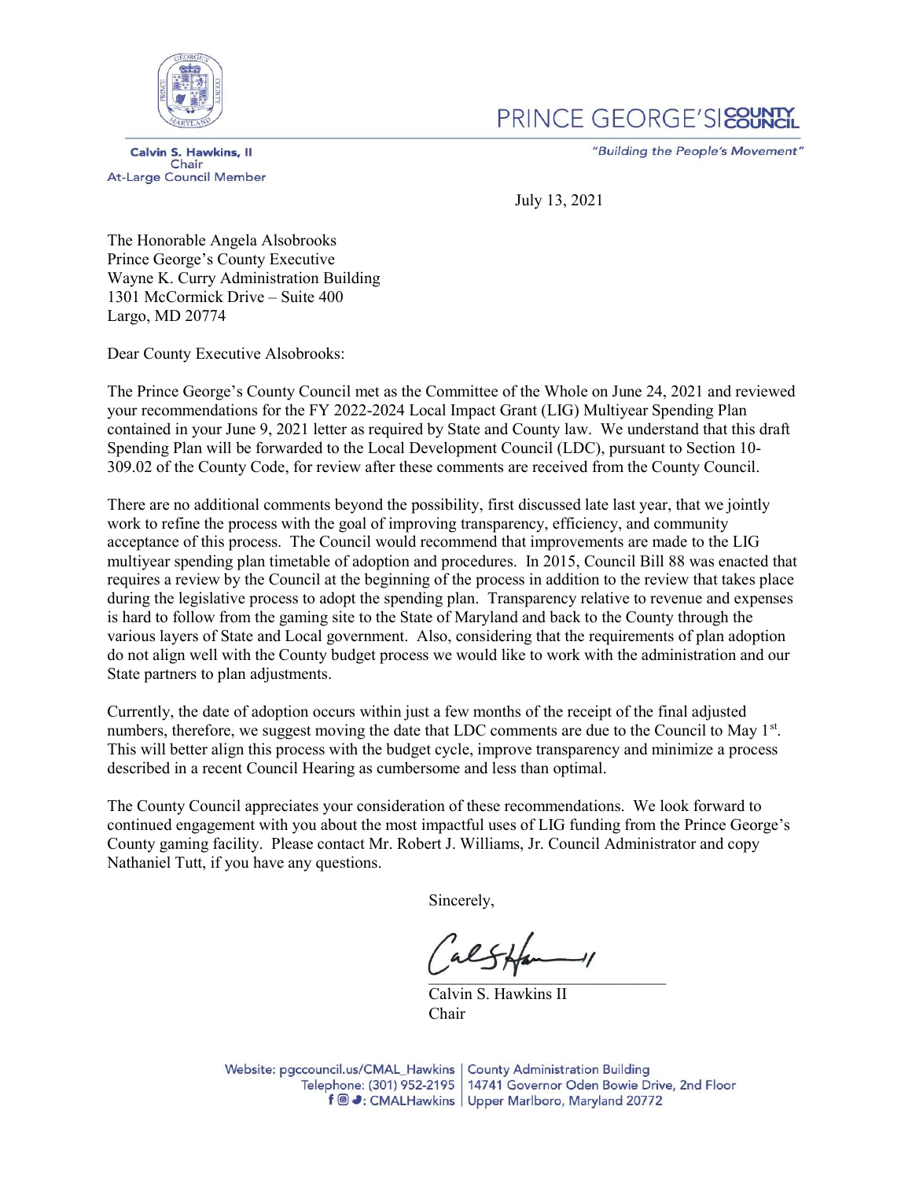PRINCE GEORGE'S COUNTY COUNCIL

**Calvin S. Hawkins, II**
Chair
At-Large Council Member

*"Building the People's Movement"*

July 13, 2021

The Honorable Angela Alsobrooks
Prince George's County Executive
Wayne K. Curry Administration Building
1301 McCormick Drive – Suite 400
Largo, MD 20774

Dear County Executive Alsobrooks:

The Prince George's County Council met as the Committee of the Whole on June 24, 2021 and reviewed your recommendations for the FY 2022-2024 Local Impact Grant (LIG) Multiyear Spending Plan contained in your June 9, 2021 letter as required by State and County law. We understand that this draft Spending Plan will be forwarded to the Local Development Council (LDC), pursuant to Section 10-309.02 of the County Code, for review after these comments are received from the County Council.

There are no additional comments beyond the possibility, first discussed late last year, that we jointly work to refine the process with the goal of improving transparency, efficiency, and community acceptance of this process. The Council would recommend that improvements are made to the LIG multiyear spending plan timetable of adoption and procedures. In 2015, Council Bill 88 was enacted that requires a review by the Council at the beginning of the process in addition to the review that takes place during the legislative process to adopt the spending plan. Transparency relative to revenue and expenses is hard to follow from the gaming site to the State of Maryland and back to the County through the various layers of State and Local government. Also, considering that the requirements of plan adoption do not align well with the County budget process we would like to work with the administration and our State partners to plan adjustments.

Currently, the date of adoption occurs within just a few months of the receipt of the final adjusted numbers, therefore, we suggest moving the date that LDC comments are due to the Council to May 1st. This will better align this process with the budget cycle, improve transparency and minimize a process described in a recent Council Hearing as cumbersome and less than optimal.

The County Council appreciates your consideration of these recommendations. We look forward to continued engagement with you about the most impactful uses of LIG funding from the Prince George's County gaming facility. Please contact Mr. Robert J. Williams, Jr. Council Administrator and copy Nathaniel Tutt, if you have any questions.

Sincerely,

Calvin S. Hawkins II
Chair

Website: pgccouncil.us/CMAL_Hawkins | County Administration Building
Telephone: (301) 952-2195 | 14741 Governor Oden Bowie Drive, 2nd Floor
CMALHawkins | Upper Marlboro, Maryland 20772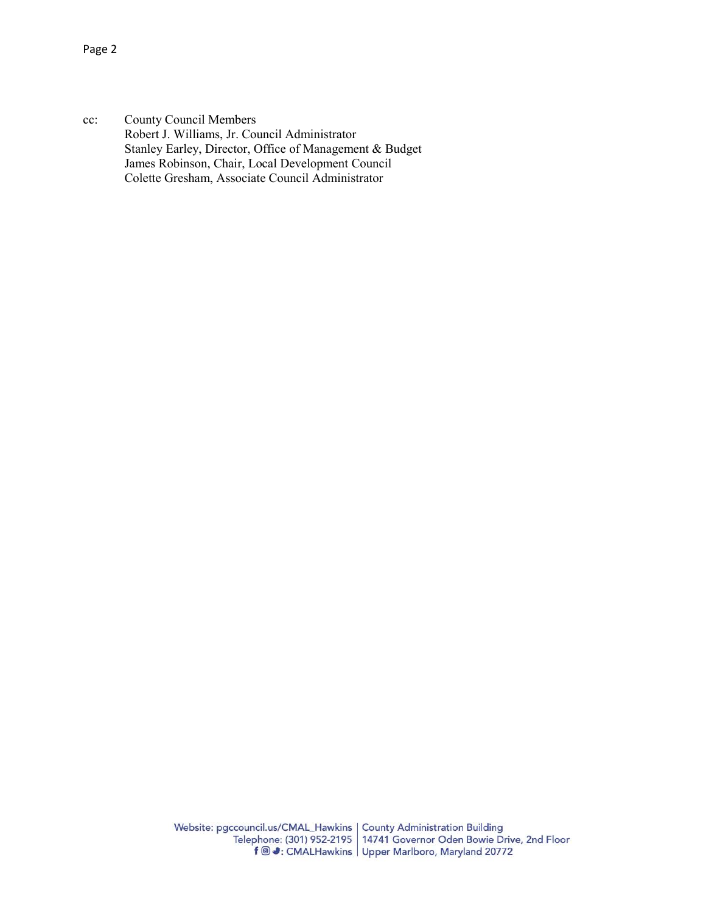cc: County Council Members
Robert J. Williams, Jr. Council Administrator
Stanley Earley, Director, Office of Management & Budget
James Robinson, Chair, Local Development Council
Colette Gresham, Associate Council Administrator

Website: pgccouncil.us/CMAL_Hawkins | County Administration Building
Telephone: (301) 952-2195 | 14741 Governor Oden Bowie Drive, 2nd Floor
: CMALHawkins | Upper Marlboro, Maryland 20772